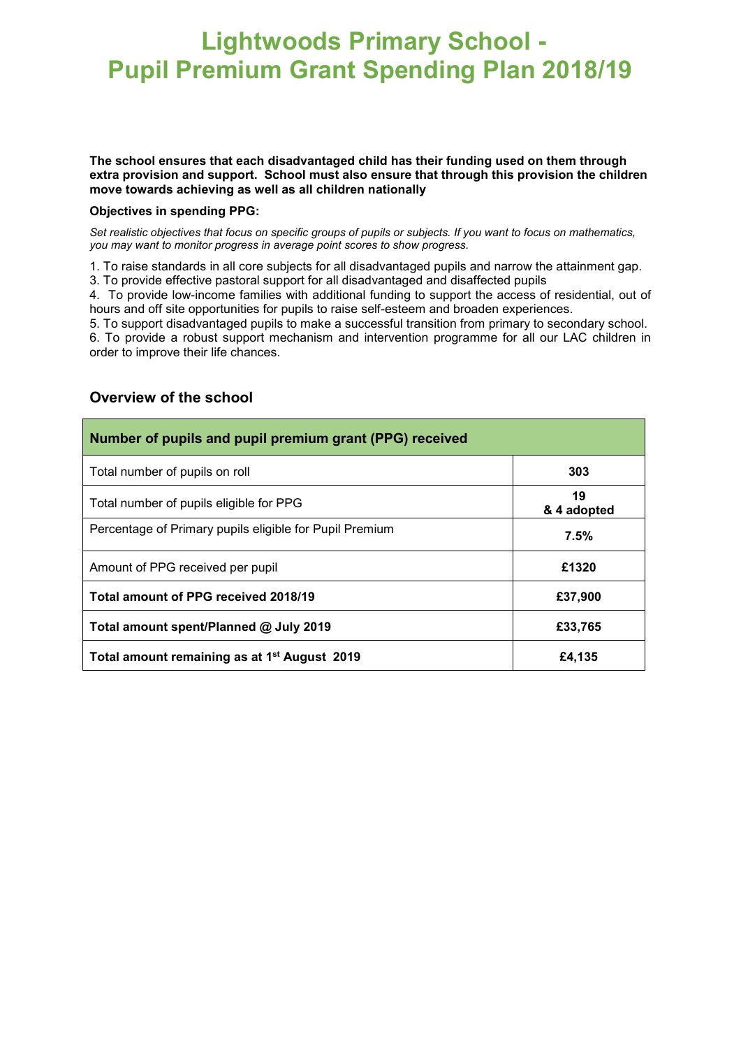# Lightwoods Primary School - Pupil Premium Grant Spending Plan 2018/19

**The school ensures that each disadvantaged child has their funding used on them through extra provision and support. School must also ensure that through this provision the children move towards achieving as well as all children nationally**

**Objectives in spending PPG:**

*Set realistic objectives that focus on specific groups of pupils or subjects. If you want to focus on mathematics, you may want to monitor progress in average point scores to show progress.*

1. To raise standards in all core subjects for all disadvantaged pupils and narrow the attainment gap.
3. To provide effective pastoral support for all disadvantaged and disaffected pupils
4. To provide low-income families with additional funding to support the access of residential, out of hours and off site opportunities for pupils to raise self-esteem and broaden experiences.
5. To support disadvantaged pupils to make a successful transition from primary to secondary school.
6. To provide a robust support mechanism and intervention programme for all our LAC children in order to improve their life chances.

## Overview of the school

| **Number of pupils and pupil premium grant (PPG) received** | |
|---|---|
| Total number of pupils on roll | **303** |
| Total number of pupils eligible for PPG | **19 & 4 adopted** |
| Percentage of Primary pupils eligible for Pupil Premium | **7.5%** |
| Amount of PPG received per pupil | **£1320** |
| **Total amount of PPG received 2018/19** | **£37,900** |
| **Total amount spent/Planned @ July 2019** | **£33,765** |
| **Total amount remaining as at 1st August 2019** | **£4,135** |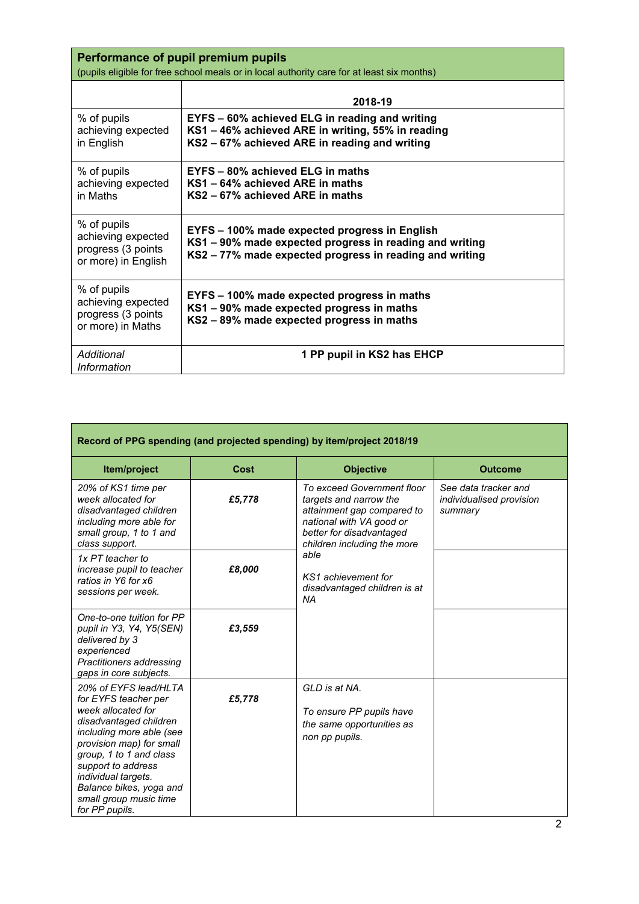| **Performance of pupil premium pupils** (pupils eligible for free school meals or in local authority care for at least six months) | |
|---|---|
| | **2018-19** |
| % of pupils achieving expected in English | **EYFS – 60% achieved ELG in reading and writing**<br>**KS1 – 46% achieved ARE in writing, 55% in reading**<br>**KS2 – 67% achieved ARE in reading and writing** |
| % of pupils achieving expected in Maths | **EYFS – 80% achieved ELG in maths**<br>**KS1 – 64% achieved ARE in maths**<br>**KS2 – 67% achieved ARE in maths** |
| % of pupils achieving expected progress (3 points or more) in English | **EYFS – 100% made expected progress in English**<br>**KS1 – 90% made expected progress in reading and writing**<br>**KS2 – 77% made expected progress in reading and writing** |
| % of pupils achieving expected progress (3 points or more) in Maths | **EYFS – 100% made expected progress in maths**<br>**KS1 – 90% made expected progress in maths**<br>**KS2 – 89% made expected progress in maths** |
| *Additional Information* | **1 PP pupil in KS2 has EHCP** |

| **Record of PPG spending (and projected spending) by item/project 2018/19** | | | |
|---|---|---|---|
| **Item/project** | **Cost** | **Objective** | **Outcome** |
| *20% of KS1 time per week allocated for disadvantaged children including more able for small group, 1 to 1 and class support.* | ***£5,778*** | *To exceed Government floor targets and narrow the attainment gap compared to national with VA good or better for disadvantaged children including the more able*<br><br>*KS1 achievement for disadvantaged children is at NA* | *See data tracker and individualised provision summary* |
| *1x PT teacher to increase pupil to teacher ratios in Y6 for x6 sessions per week.* | ***£8,000*** | | |
| *One-to-one tuition for PP pupil in Y3, Y4, Y5(SEN) delivered by 3 experienced Practitioners addressing gaps in core subjects.* | ***£3,559*** | | |
| *20% of EYFS lead/HLTA for EYFS teacher per week allocated for disadvantaged children including more able (see provision map) for small group, 1 to 1 and class support to address individual targets. Balance bikes, yoga and small group music time for PP pupils.* | ***£5,778*** | *GLD is at NA.*<br><br>*To ensure PP pupils have the same opportunities as non pp pupils.* | |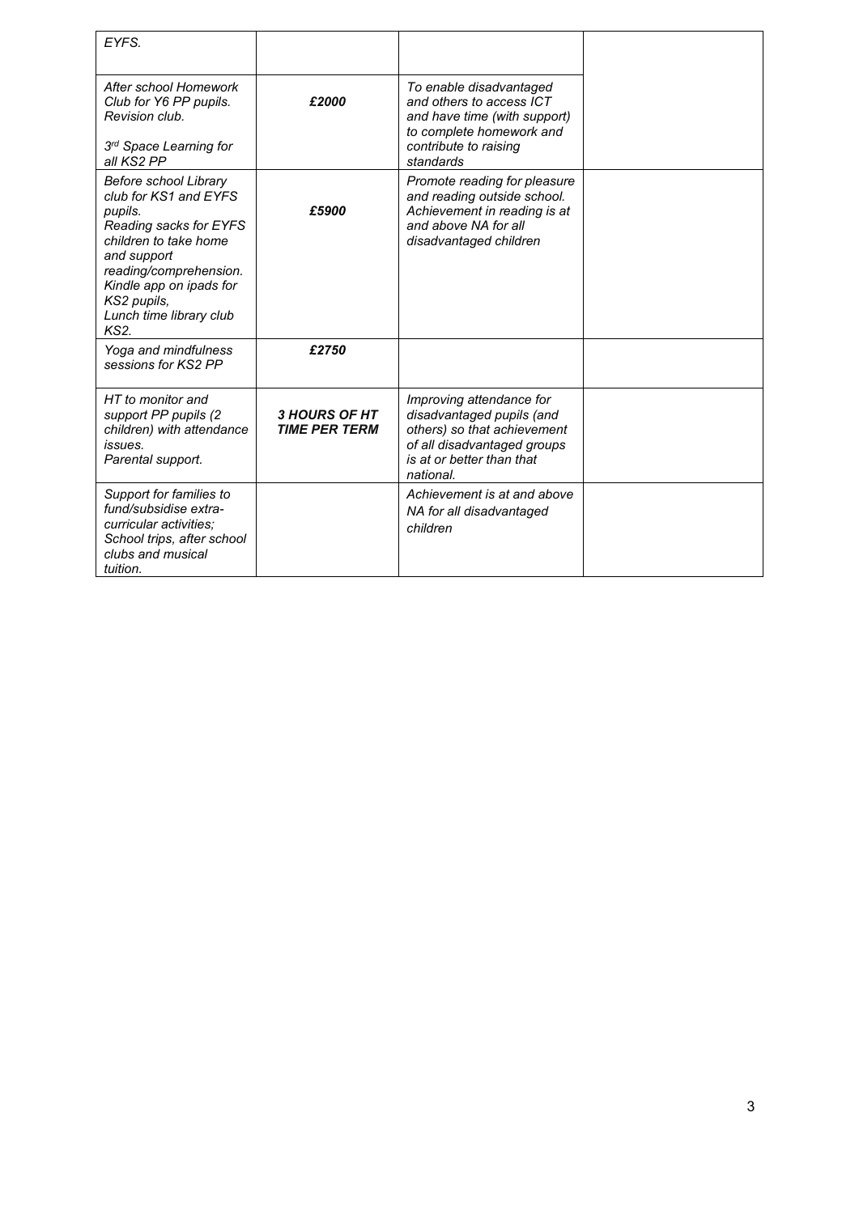| | | | |
|---|---|---|---|
| *EYFS.* | | | |
| *After school Homework Club for Y6 PP pupils. Revision club.*<br><br>*3rd Space Learning for all KS2 PP* | ***£2000*** | *To enable disadvantaged and others to access ICT and have time (with support) to complete homework and contribute to raising standards* | |
| *Before school Library club for KS1 and EYFS pupils.*<br>*Reading sacks for EYFS children to take home and support reading/comprehension.*<br>*Kindle app on ipads for KS2 pupils,*<br>*Lunch time library club KS2.* | ***£5900*** | *Promote reading for pleasure and reading outside school. Achievement in reading is at and above NA for all disadvantaged children* | |
| *Yoga and mindfulness sessions for KS2 PP* | ***£2750*** | | |
| *HT to monitor and support PP pupils (2 children) with attendance issues.*<br>*Parental support.* | ***3 HOURS OF HT TIME PER TERM*** | *Improving attendance for disadvantaged pupils (and others) so that achievement of all disadvantaged groups is at or better than that national.* | |
| *Support for families to fund/subsidise extra-curricular activities;*<br>*School trips, after school clubs and musical tuition.* | | *Achievement is at and above NA for all disadvantaged children* | |